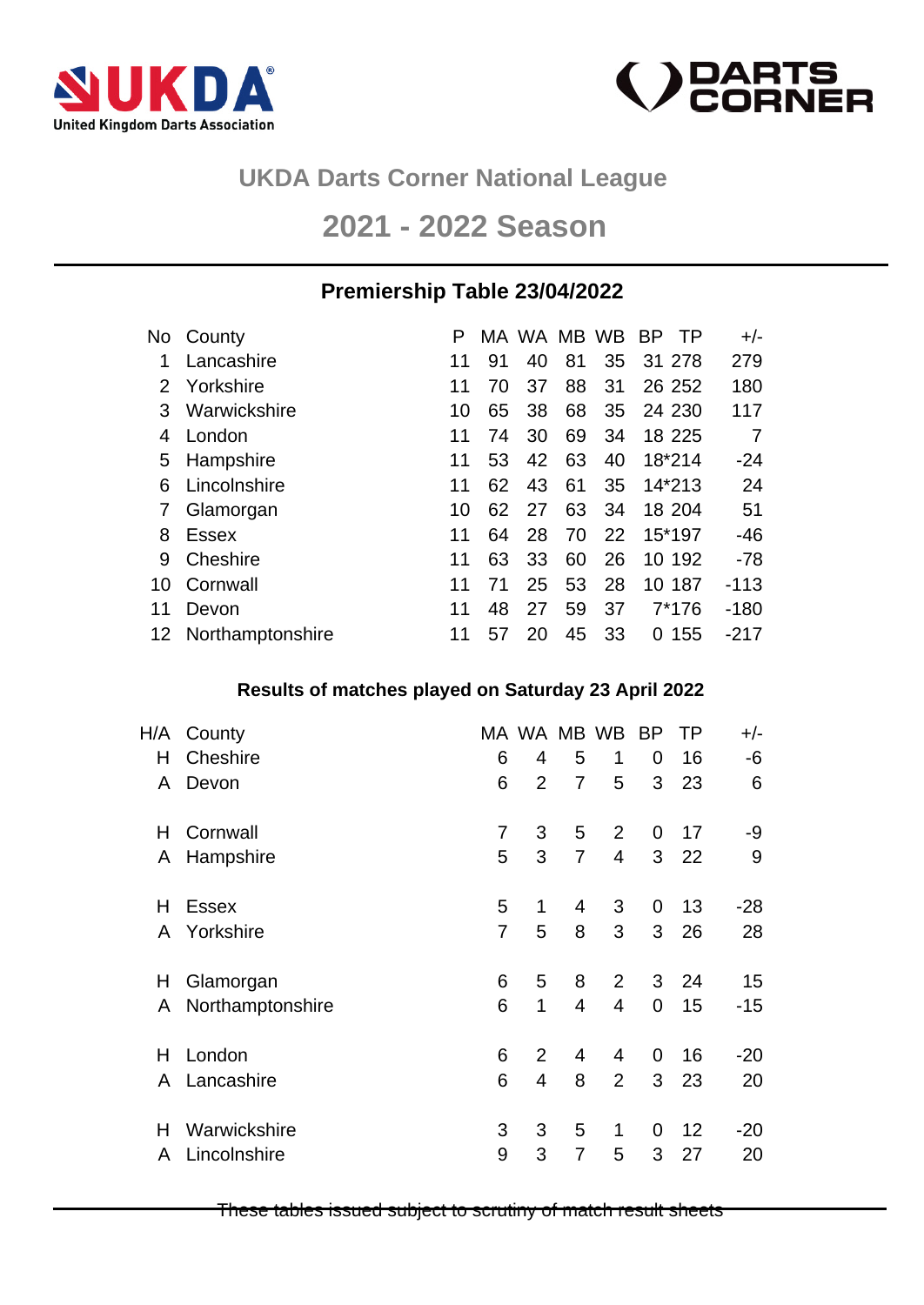UKDA United Kingdom Darts Association

DARTS CORNER

## UKDA Darts Corner National League

## 2021 - 2022 Season

### Premiership Table 23/04/2022

| No | County | P | MA | WA | MB | WB | BP | TP | +/- |
|---|---|---|---|---|---|---|---|---|---|
| 1 | Lancashire | 11 | 91 | 40 | 81 | 35 | 31 | 278 | 279 |
| 2 | Yorkshire | 11 | 70 | 37 | 88 | 31 | 26 | 252 | 180 |
| 3 | Warwickshire | 10 | 65 | 38 | 68 | 35 | 24 | 230 | 117 |
| 4 | London | 11 | 74 | 30 | 69 | 34 | 18 | 225 | 7 |
| 5 | Hampshire | 11 | 53 | 42 | 63 | 40 | 18* | 214 | -24 |
| 6 | Lincolnshire | 11 | 62 | 43 | 61 | 35 | 14* | 213 | 24 |
| 7 | Glamorgan | 10 | 62 | 27 | 63 | 34 | 18 | 204 | 51 |
| 8 | Essex | 11 | 64 | 28 | 70 | 22 | 15* | 197 | -46 |
| 9 | Cheshire | 11 | 63 | 33 | 60 | 26 | 10 | 192 | -78 |
| 10 | Cornwall | 11 | 71 | 25 | 53 | 28 | 10 | 187 | -113 |
| 11 | Devon | 11 | 48 | 27 | 59 | 37 | 7* | 176 | -180 |
| 12 | Northamptonshire | 11 | 57 | 20 | 45 | 33 | 0 | 155 | -217 |

### Results of matches played on Saturday 23 April 2022

| H/A | County | MA | WA | MB | WB | BP | TP | +/- |
|---|---|---|---|---|---|---|---|---|
| H | Cheshire | 6 | 4 | 5 | 1 | 0 | 16 | -6 |
| A | Devon | 6 | 2 | 7 | 5 | 3 | 23 | 6 |
| | | | | | | | | |
| H | Cornwall | 7 | 3 | 5 | 2 | 0 | 17 | -9 |
| A | Hampshire | 5 | 3 | 7 | 4 | 3 | 22 | 9 |
| | | | | | | | | |
| H | Essex | 5 | 1 | 4 | 3 | 0 | 13 | -28 |
| A | Yorkshire | 7 | 5 | 8 | 3 | 3 | 26 | 28 |
| | | | | | | | | |
| H | Glamorgan | 6 | 5 | 8 | 2 | 3 | 24 | 15 |
| A | Northamptonshire | 6 | 1 | 4 | 4 | 0 | 15 | -15 |
| | | | | | | | | |
| H | London | 6 | 2 | 4 | 4 | 0 | 16 | -20 |
| A | Lancashire | 6 | 4 | 8 | 2 | 3 | 23 | 20 |
| | | | | | | | | |
| H | Warwickshire | 3 | 3 | 5 | 1 | 0 | 12 | -20 |
| A | Lincolnshire | 9 | 3 | 7 | 5 | 3 | 27 | 20 |

These tables issued subject to scrutiny of match result sheets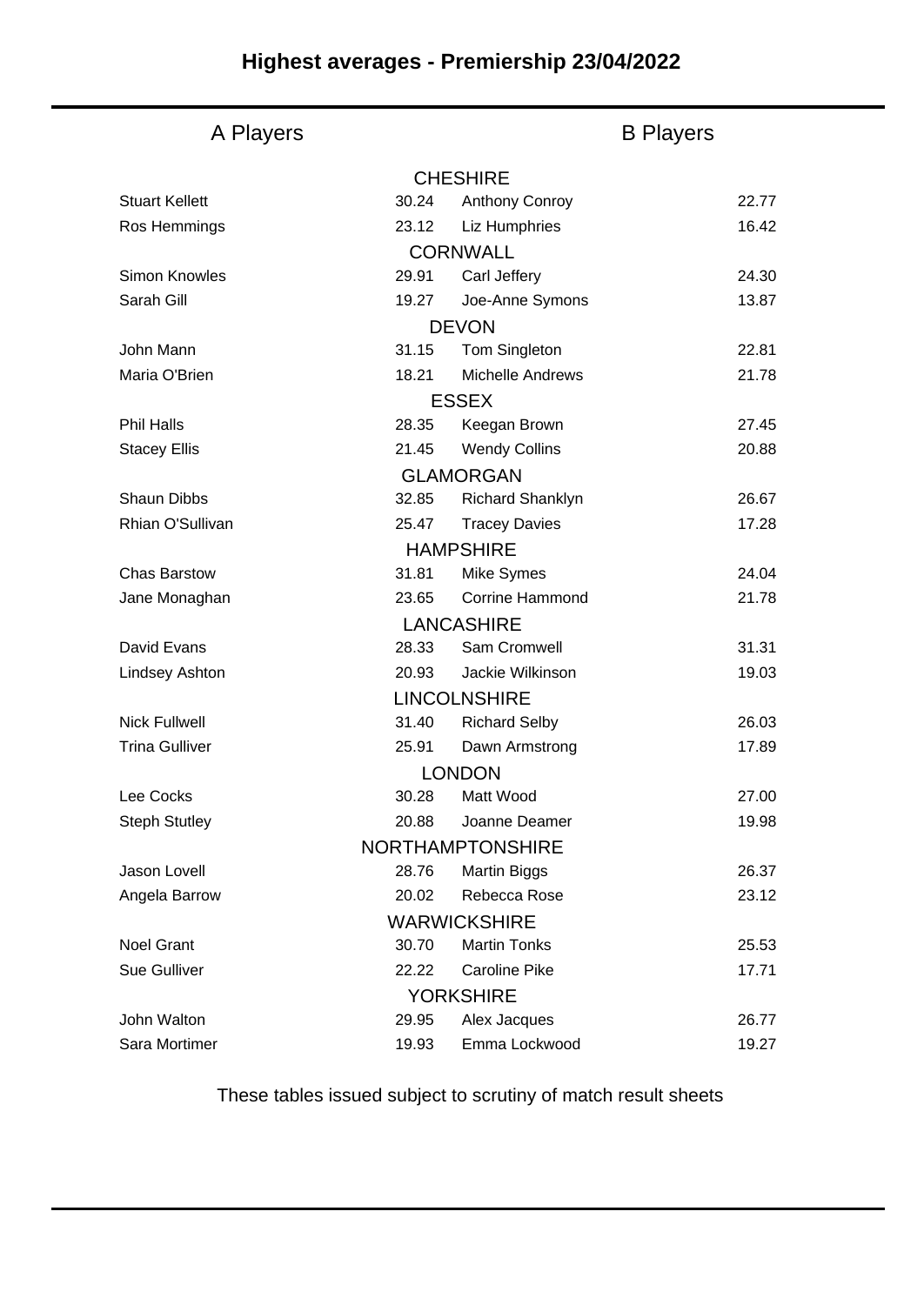## Highest averages - Premiership 23/04/2022

| A Players | | B Players | |
|---|---|---|---|
| **CHESHIRE** | | | |
| Stuart Kellett | 30.24 | Anthony Conroy | 22.77 |
| Ros Hemmings | 23.12 | Liz Humphries | 16.42 |
| **CORNWALL** | | | |
| Simon Knowles | 29.91 | Carl Jeffery | 24.30 |
| Sarah Gill | 19.27 | Joe-Anne Symons | 13.87 |
| **DEVON** | | | |
| John Mann | 31.15 | Tom Singleton | 22.81 |
| Maria O'Brien | 18.21 | Michelle Andrews | 21.78 |
| **ESSEX** | | | |
| Phil Halls | 28.35 | Keegan Brown | 27.45 |
| Stacey Ellis | 21.45 | Wendy Collins | 20.88 |
| **GLAMORGAN** | | | |
| Shaun Dibbs | 32.85 | Richard Shanklyn | 26.67 |
| Rhian O'Sullivan | 25.47 | Tracey Davies | 17.28 |
| **HAMPSHIRE** | | | |
| Chas Barstow | 31.81 | Mike Symes | 24.04 |
| Jane Monaghan | 23.65 | Corrine Hammond | 21.78 |
| **LANCASHIRE** | | | |
| David Evans | 28.33 | Sam Cromwell | 31.31 |
| Lindsey Ashton | 20.93 | Jackie Wilkinson | 19.03 |
| **LINCOLNSHIRE** | | | |
| Nick Fullwell | 31.40 | Richard Selby | 26.03 |
| Trina Gulliver | 25.91 | Dawn Armstrong | 17.89 |
| **LONDON** | | | |
| Lee Cocks | 30.28 | Matt Wood | 27.00 |
| Steph Stutley | 20.88 | Joanne Deamer | 19.98 |
| **NORTHAMPTONSHIRE** | | | |
| Jason Lovell | 28.76 | Martin Biggs | 26.37 |
| Angela Barrow | 20.02 | Rebecca Rose | 23.12 |
| **WARWICKSHIRE** | | | |
| Noel Grant | 30.70 | Martin Tonks | 25.53 |
| Sue Gulliver | 22.22 | Caroline Pike | 17.71 |
| **YORKSHIRE** | | | |
| John Walton | 29.95 | Alex Jacques | 26.77 |
| Sara Mortimer | 19.93 | Emma Lockwood | 19.27 |

These tables issued subject to scrutiny of match result sheets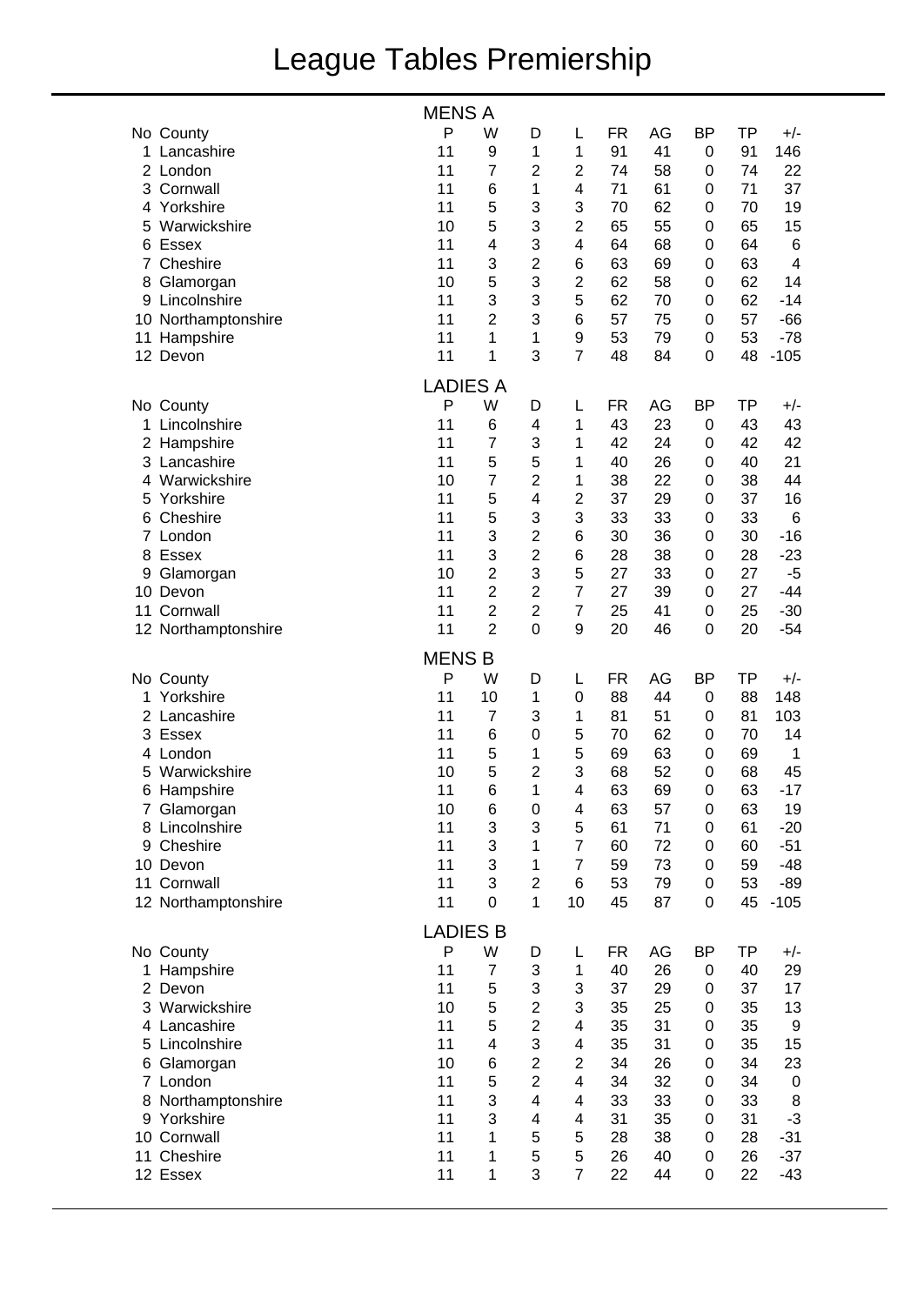# League Tables Premiership

## MENS A

| No | County | P | W | D | L | FR | AG | BP | TP | +/- |
|---|---|---|---|---|---|---|---|---|---|---|
| 1 | Lancashire | 11 | 9 | 1 | 1 | 91 | 41 | 0 | 91 | 146 |
| 2 | London | 11 | 7 | 2 | 2 | 74 | 58 | 0 | 74 | 22 |
| 3 | Cornwall | 11 | 6 | 1 | 4 | 71 | 61 | 0 | 71 | 37 |
| 4 | Yorkshire | 11 | 5 | 3 | 3 | 70 | 62 | 0 | 70 | 19 |
| 5 | Warwickshire | 10 | 5 | 3 | 2 | 65 | 55 | 0 | 65 | 15 |
| 6 | Essex | 11 | 4 | 3 | 4 | 64 | 68 | 0 | 64 | 6 |
| 7 | Cheshire | 11 | 3 | 2 | 6 | 63 | 69 | 0 | 63 | 4 |
| 8 | Glamorgan | 10 | 5 | 3 | 2 | 62 | 58 | 0 | 62 | 14 |
| 9 | Lincolnshire | 11 | 3 | 3 | 5 | 62 | 70 | 0 | 62 | -14 |
| 10 | Northamptonshire | 11 | 2 | 3 | 6 | 57 | 75 | 0 | 57 | -66 |
| 11 | Hampshire | 11 | 1 | 1 | 9 | 53 | 79 | 0 | 53 | -78 |
| 12 | Devon | 11 | 1 | 3 | 7 | 48 | 84 | 0 | 48 | -105 |

## LADIES A

| No | County | P | W | D | L | FR | AG | BP | TP | +/- |
|---|---|---|---|---|---|---|---|---|---|---|
| 1 | Lincolnshire | 11 | 6 | 4 | 1 | 43 | 23 | 0 | 43 | 43 |
| 2 | Hampshire | 11 | 7 | 3 | 1 | 42 | 24 | 0 | 42 | 42 |
| 3 | Lancashire | 11 | 5 | 5 | 1 | 40 | 26 | 0 | 40 | 21 |
| 4 | Warwickshire | 10 | 7 | 2 | 1 | 38 | 22 | 0 | 38 | 44 |
| 5 | Yorkshire | 11 | 5 | 4 | 2 | 37 | 29 | 0 | 37 | 16 |
| 6 | Cheshire | 11 | 5 | 3 | 3 | 33 | 33 | 0 | 33 | 6 |
| 7 | London | 11 | 3 | 2 | 6 | 30 | 36 | 0 | 30 | -16 |
| 8 | Essex | 11 | 3 | 2 | 6 | 28 | 38 | 0 | 28 | -23 |
| 9 | Glamorgan | 10 | 2 | 3 | 5 | 27 | 33 | 0 | 27 | -5 |
| 10 | Devon | 11 | 2 | 2 | 7 | 27 | 39 | 0 | 27 | -44 |
| 11 | Cornwall | 11 | 2 | 2 | 7 | 25 | 41 | 0 | 25 | -30 |
| 12 | Northamptonshire | 11 | 2 | 0 | 9 | 20 | 46 | 0 | 20 | -54 |

## MENS B

| No | County | P | W | D | L | FR | AG | BP | TP | +/- |
|---|---|---|---|---|---|---|---|---|---|---|
| 1 | Yorkshire | 11 | 10 | 1 | 0 | 88 | 44 | 0 | 88 | 148 |
| 2 | Lancashire | 11 | 7 | 3 | 1 | 81 | 51 | 0 | 81 | 103 |
| 3 | Essex | 11 | 6 | 0 | 5 | 70 | 62 | 0 | 70 | 14 |
| 4 | London | 11 | 5 | 1 | 5 | 69 | 63 | 0 | 69 | 1 |
| 5 | Warwickshire | 10 | 5 | 2 | 3 | 68 | 52 | 0 | 68 | 45 |
| 6 | Hampshire | 11 | 6 | 1 | 4 | 63 | 69 | 0 | 63 | -17 |
| 7 | Glamorgan | 10 | 6 | 0 | 4 | 63 | 57 | 0 | 63 | 19 |
| 8 | Lincolnshire | 11 | 3 | 3 | 5 | 61 | 71 | 0 | 61 | -20 |
| 9 | Cheshire | 11 | 3 | 1 | 7 | 60 | 72 | 0 | 60 | -51 |
| 10 | Devon | 11 | 3 | 1 | 7 | 59 | 73 | 0 | 59 | -48 |
| 11 | Cornwall | 11 | 3 | 2 | 6 | 53 | 79 | 0 | 53 | -89 |
| 12 | Northamptonshire | 11 | 0 | 1 | 10 | 45 | 87 | 0 | 45 | -105 |

## LADIES B

| No | County | P | W | D | L | FR | AG | BP | TP | +/- |
|---|---|---|---|---|---|---|---|---|---|---|
| 1 | Hampshire | 11 | 7 | 3 | 1 | 40 | 26 | 0 | 40 | 29 |
| 2 | Devon | 11 | 5 | 3 | 3 | 37 | 29 | 0 | 37 | 17 |
| 3 | Warwickshire | 10 | 5 | 2 | 3 | 35 | 25 | 0 | 35 | 13 |
| 4 | Lancashire | 11 | 5 | 2 | 4 | 35 | 31 | 0 | 35 | 9 |
| 5 | Lincolnshire | 11 | 4 | 3 | 4 | 35 | 31 | 0 | 35 | 15 |
| 6 | Glamorgan | 10 | 6 | 2 | 2 | 34 | 26 | 0 | 34 | 23 |
| 7 | London | 11 | 5 | 2 | 4 | 34 | 32 | 0 | 34 | 0 |
| 8 | Northamptonshire | 11 | 3 | 4 | 4 | 33 | 33 | 0 | 33 | 8 |
| 9 | Yorkshire | 11 | 3 | 4 | 4 | 31 | 35 | 0 | 31 | -3 |
| 10 | Cornwall | 11 | 1 | 5 | 5 | 28 | 38 | 0 | 28 | -31 |
| 11 | Cheshire | 11 | 1 | 5 | 5 | 26 | 40 | 0 | 26 | -37 |
| 12 | Essex | 11 | 1 | 3 | 7 | 22 | 44 | 0 | 22 | -43 |